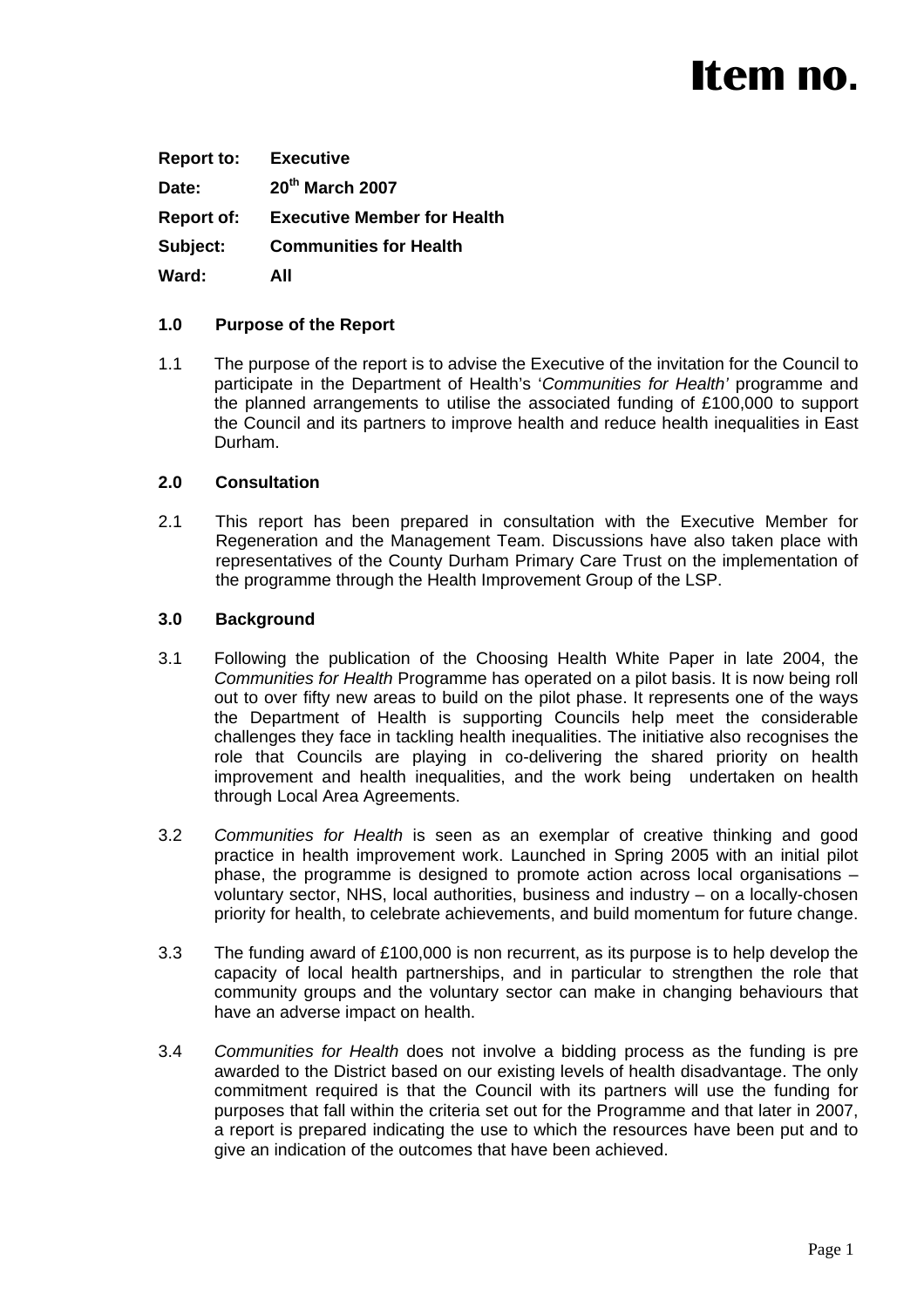# Item no.

| | |
|---|---|
| **Report to:** | **Executive** |
| **Date:** | **20th March 2007** |
| **Report of:** | **Executive Member for Health** |
| **Subject:** | **Communities for Health** |
| **Ward:** | **All** |

## 1.0 Purpose of the Report

1.1 The purpose of the report is to advise the Executive of the invitation for the Council to participate in the Department of Health's '*Communities for Health'* programme and the planned arrangements to utilise the associated funding of £100,000 to support the Council and its partners to improve health and reduce health inequalities in East Durham.

## 2.0 Consultation

2.1 This report has been prepared in consultation with the Executive Member for Regeneration and the Management Team. Discussions have also taken place with representatives of the County Durham Primary Care Trust on the implementation of the programme through the Health Improvement Group of the LSP.

## 3.0 Background

3.1 Following the publication of the Choosing Health White Paper in late 2004, the *Communities for Health* Programme has operated on a pilot basis. It is now being roll out to over fifty new areas to build on the pilot phase. It represents one of the ways the Department of Health is supporting Councils help meet the considerable challenges they face in tackling health inequalities. The initiative also recognises the role that Councils are playing in co-delivering the shared priority on health improvement and health inequalities, and the work being undertaken on health through Local Area Agreements.

3.2 *Communities for Health* is seen as an exemplar of creative thinking and good practice in health improvement work. Launched in Spring 2005 with an initial pilot phase, the programme is designed to promote action across local organisations – voluntary sector, NHS, local authorities, business and industry – on a locally-chosen priority for health, to celebrate achievements, and build momentum for future change.

3.3 The funding award of £100,000 is non recurrent, as its purpose is to help develop the capacity of local health partnerships, and in particular to strengthen the role that community groups and the voluntary sector can make in changing behaviours that have an adverse impact on health.

3.4 *Communities for Health* does not involve a bidding process as the funding is pre awarded to the District based on our existing levels of health disadvantage. The only commitment required is that the Council with its partners will use the funding for purposes that fall within the criteria set out for the Programme and that later in 2007, a report is prepared indicating the use to which the resources have been put and to give an indication of the outcomes that have been achieved.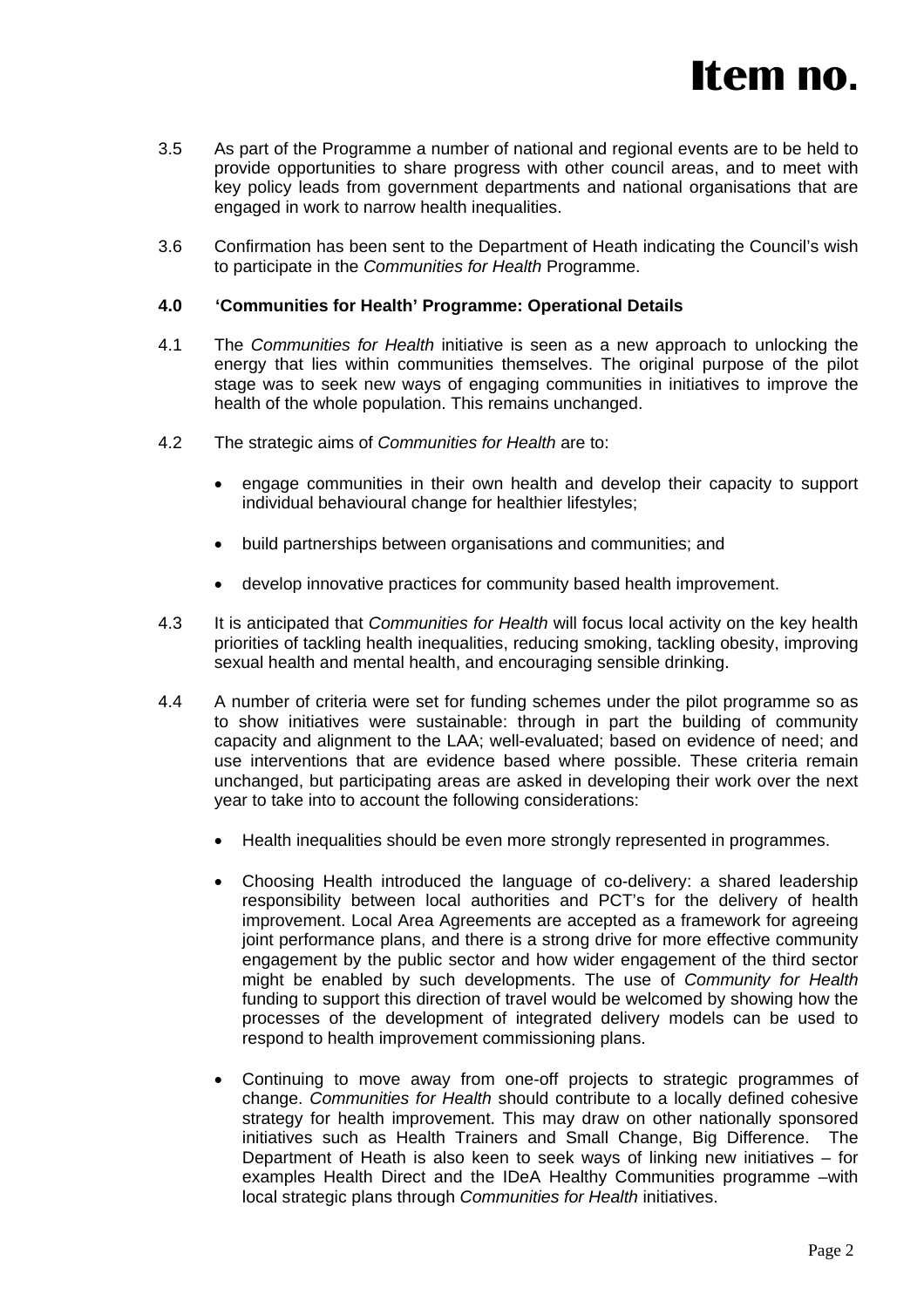3.5 As part of the Programme a number of national and regional events are to be held to provide opportunities to share progress with other council areas, and to meet with key policy leads from government departments and national organisations that are engaged in work to narrow health inequalities.

3.6 Confirmation has been sent to the Department of Heath indicating the Council's wish to participate in the *Communities for Health* Programme.

**4.0 'Communities for Health' Programme: Operational Details**

4.1 The *Communities for Health* initiative is seen as a new approach to unlocking the energy that lies within communities themselves. The original purpose of the pilot stage was to seek new ways of engaging communities in initiatives to improve the health of the whole population. This remains unchanged.

4.2 The strategic aims of *Communities for Health* are to:

- engage communities in their own health and develop their capacity to support individual behavioural change for healthier lifestyles;
- build partnerships between organisations and communities; and
- develop innovative practices for community based health improvement.

4.3 It is anticipated that *Communities for Health* will focus local activity on the key health priorities of tackling health inequalities, reducing smoking, tackling obesity, improving sexual health and mental health, and encouraging sensible drinking.

4.4 A number of criteria were set for funding schemes under the pilot programme so as to show initiatives were sustainable: through in part the building of community capacity and alignment to the LAA; well-evaluated; based on evidence of need; and use interventions that are evidence based where possible. These criteria remain unchanged, but participating areas are asked in developing their work over the next year to take into to account the following considerations:

- Health inequalities should be even more strongly represented in programmes.
- Choosing Health introduced the language of co-delivery: a shared leadership responsibility between local authorities and PCT's for the delivery of health improvement. Local Area Agreements are accepted as a framework for agreeing joint performance plans, and there is a strong drive for more effective community engagement by the public sector and how wider engagement of the third sector might be enabled by such developments. The use of *Community for Health* funding to support this direction of travel would be welcomed by showing how the processes of the development of integrated delivery models can be used to respond to health improvement commissioning plans.
- Continuing to move away from one-off projects to strategic programmes of change. *Communities for Health* should contribute to a locally defined cohesive strategy for health improvement. This may draw on other nationally sponsored initiatives such as Health Trainers and Small Change, Big Difference. The Department of Heath is also keen to seek ways of linking new initiatives – for examples Health Direct and the IDeA Healthy Communities programme –with local strategic plans through *Communities for Health* initiatives.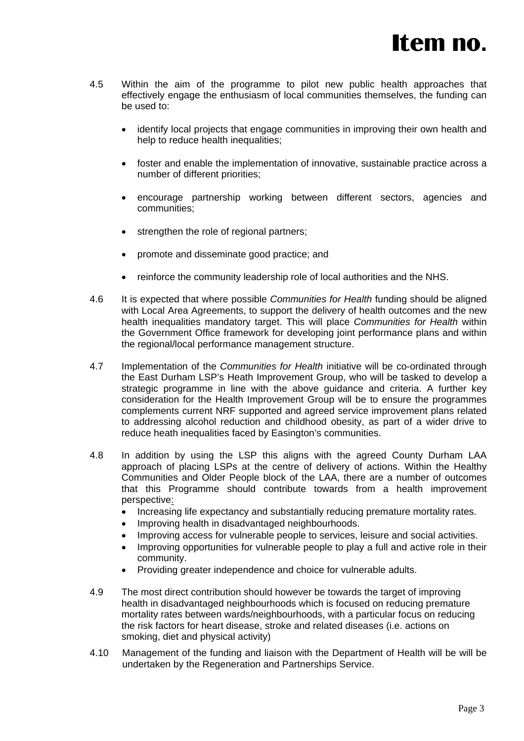4.5 Within the aim of the programme to pilot new public health approaches that effectively engage the enthusiasm of local communities themselves, the funding can be used to:

- identify local projects that engage communities in improving their own health and help to reduce health inequalities;
- foster and enable the implementation of innovative, sustainable practice across a number of different priorities;
- encourage partnership working between different sectors, agencies and communities;
- strengthen the role of regional partners;
- promote and disseminate good practice; and
- reinforce the community leadership role of local authorities and the NHS.

4.6 It is expected that where possible *Communities for Health* funding should be aligned with Local Area Agreements, to support the delivery of health outcomes and the new health inequalities mandatory target. This will place *Communities for Health* within the Government Office framework for developing joint performance plans and within the regional/local performance management structure.

4.7 Implementation of the *Communities for Health* initiative will be co-ordinated through the East Durham LSP's Heath Improvement Group, who will be tasked to develop a strategic programme in line with the above guidance and criteria. A further key consideration for the Health Improvement Group will be to ensure the programmes complements current NRF supported and agreed service improvement plans related to addressing alcohol reduction and childhood obesity, as part of a wider drive to reduce heath inequalities faced by Easington's communities.

4.8 In addition by using the LSP this aligns with the agreed County Durham LAA approach of placing LSPs at the centre of delivery of actions. Within the Healthy Communities and Older People block of the LAA, there are a number of outcomes that this Programme should contribute towards from a health improvement perspective:

- Increasing life expectancy and substantially reducing premature mortality rates.
- Improving health in disadvantaged neighbourhoods.
- Improving access for vulnerable people to services, leisure and social activities.
- Improving opportunities for vulnerable people to play a full and active role in their community.
- Providing greater independence and choice for vulnerable adults.

4.9 The most direct contribution should however be towards the target of improving health in disadvantaged neighbourhoods which is focused on reducing premature mortality rates between wards/neighbourhoods, with a particular focus on reducing the risk factors for heart disease, stroke and related diseases (i.e. actions on smoking, diet and physical activity)

4.10 Management of the funding and liaison with the Department of Health will be will be undertaken by the Regeneration and Partnerships Service.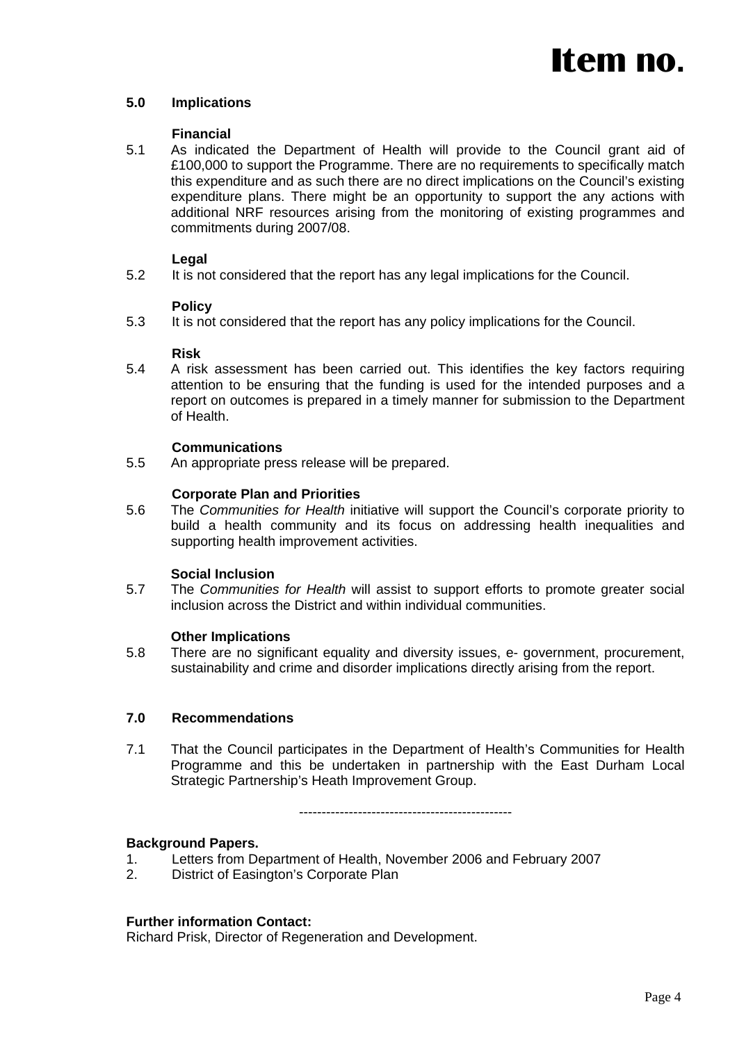# Item no.

## 5.0 Implications

**Financial**

5.1 As indicated the Department of Health will provide to the Council grant aid of £100,000 to support the Programme. There are no requirements to specifically match this expenditure and as such there are no direct implications on the Council's existing expenditure plans. There might be an opportunity to support the any actions with additional NRF resources arising from the monitoring of existing programmes and commitments during 2007/08.

**Legal**

5.2 It is not considered that the report has any legal implications for the Council.

**Policy**

5.3 It is not considered that the report has any policy implications for the Council.

**Risk**

5.4 A risk assessment has been carried out. This identifies the key factors requiring attention to be ensuring that the funding is used for the intended purposes and a report on outcomes is prepared in a timely manner for submission to the Department of Health.

**Communications**

5.5 An appropriate press release will be prepared.

**Corporate Plan and Priorities**

5.6 The *Communities for Health* initiative will support the Council's corporate priority to build a health community and its focus on addressing health inequalities and supporting health improvement activities.

**Social Inclusion**

5.7 The *Communities for Health* will assist to support efforts to promote greater social inclusion across the District and within individual communities.

**Other Implications**

5.8 There are no significant equality and diversity issues, e- government, procurement, sustainability and crime and disorder implications directly arising from the report.

## 7.0 Recommendations

7.1 That the Council participates in the Department of Health's Communities for Health Programme and this be undertaken in partnership with the East Durham Local Strategic Partnership's Heath Improvement Group.

-----------------------------------------------

**Background Papers.**

1. Letters from Department of Health, November 2006 and February 2007
2. District of Easington's Corporate Plan

**Further information Contact:**
Richard Prisk, Director of Regeneration and Development.